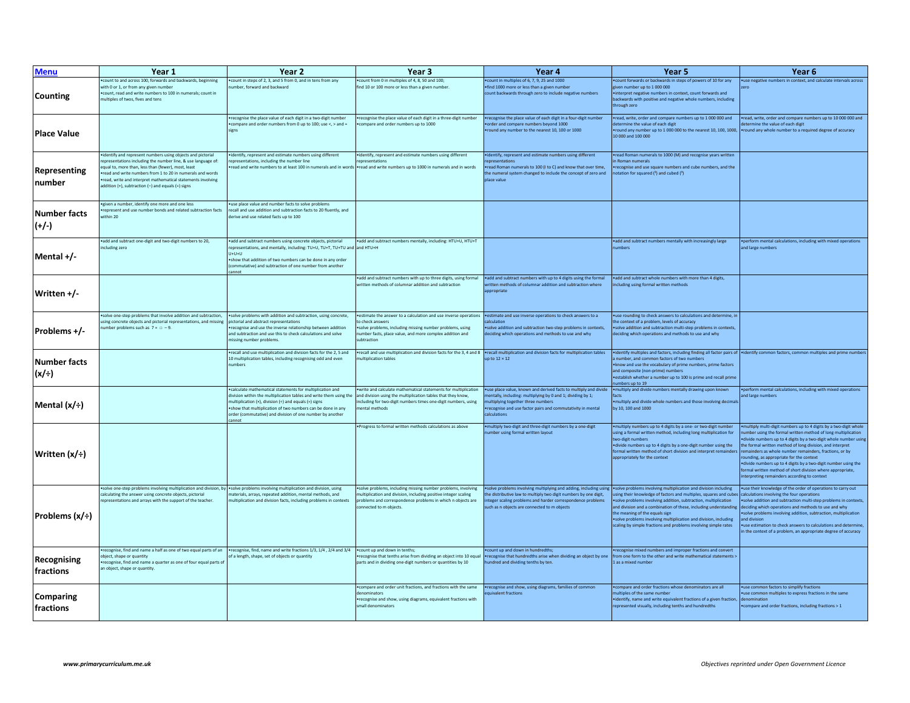| [Menu](#) | Year 1 | Year 2 | Year 3 | Year 4 | Year 5 | Year 6 |
|---|---|---|---|---|---|---|
| **Counting** | •count to and across 100, forwards and backwards, beginning with 0 or 1, or from any given number<br>•count, read and write numbers to 100 in numerals; count in multiples of twos, fives and tens | •count in steps of 2, 3, and 5 from 0, and in tens from any number, forward and backward | •count from 0 in multiples of 4, 8, 50 and 100;<br>find 10 or 100 more or less than a given number. | •count in multiples of 6, 7, 9, 25 and 1000<br>•find 1000 more or less than a given number<br>count backwards through zero to include negative numbers | •count forwards or backwards in steps of powers of 10 for any given number up to 1 000 000<br>•interpret negative numbers in context, count forwards and backwards with positive and negative whole numbers, including through zero | •use negative numbers in context, and calculate intervals across zero |
| **Place Value** | | •recognise the place value of each digit in a two-digit number<br>•compare and order numbers from 0 up to 100; use <, > and = signs | •recognise the place value of each digit in a three-digit number<br>•compare and order numbers up to 1000 | •recognise the place value of each digit in a four-digit number<br>•order and compare numbers beyond 1000<br>•round any number to the nearest 10, 100 or 1000 | •read, write, order and compare numbers up to 1 000 000 and determine the value of each digit<br>•round any number up to 1 000 000 to the nearest 10, 100, 1000, 10 000 and 100 000 | •read, write, order and compare numbers up to 10 000 000 and determine the value of each digit<br>•round any whole number to a required degree of accuracy |
| **Representing number** | •identify and represent numbers using objects and pictorial representations including the number line, & use language of: equal to, more than, less than (fewer), most, least<br>•read and write numbers from 1 to 20 in numerals and words<br>•read, write and interpret mathematical statements involving addition (+), subtraction (−) and equals (=) signs | •identify, represent and estimate numbers using different representations, including the number line<br>•read and write numbers to at least 100 in numerals and in words | •identify, represent and estimate numbers using different representations<br>•read and write numbers up to 1000 in numerals and in words | •identify, represent and estimate numbers using different representations<br>•read Roman numerals to 100 (I to C) and know that over time, the numeral system changed to include the concept of zero and place value | •read Roman numerals to 1000 (M) and recognise years written in Roman numerals<br>•recognise and use square numbers and cube numbers, and the notation for squared ($^2$) and cubed ($^3$) | |
| **Number facts (+/-)** | •given a number, identify one more and one less<br>•represent and use number bonds and related subtraction facts within 20 | •use place value and number facts to solve problems<br>recall and use addition and subtraction facts to 20 fluently, and derive and use related facts up to 100 | | | | |
| **Mental +/-** | •add and subtract one-digit and two-digit numbers to 20, including zero | •add and subtract numbers using concrete objects, pictorial representations, and mentally, including: TU+U, TU+T, TU+TU and U+U+U<br>•show that addition of two numbers can be done in any order (commutative) and subtraction of one number from another cannot | •add and subtract numbers mentally, including: HTU+U, HTU+T and HTU+H | | •add and subtract numbers mentally with increasingly large numbers | •perform mental calculations, including with mixed operations and large numbers |
| **Written +/-** | | | •add and subtract numbers with up to three digits, using formal written methods of columnar addition and subtraction | •add and subtract numbers with up to 4 digits using the formal written methods of columnar addition and subtraction where appropriate | •add and subtract whole numbers with more than 4 digits, including using formal written methods | |
| **Problems +/-** | •solve one-step problems that involve addition and subtraction, using concrete objects and pictorial representations, and missing number problems such as 7 = □ − 9. | •solve problems with addition and subtraction, using concrete, pictorial and abstract representations<br>•recognise and use the inverse relationship between addition and subtraction and use this to check calculations and solve missing number problems. | •estimate the answer to a calculation and use inverse operations to check answers<br>•solve problems, including missing number problems, using number facts, place value, and more complex addition and subtraction | •estimate and use inverse operations to check answers to a calculation<br>•solve addition and subtraction two-step problems in contexts, deciding which operations and methods to use and why | •use rounding to check answers to calculations and determine, in the context of a problem, levels of accuracy<br>•solve addition and subtraction multi-step problems in contexts, deciding which operations and methods to use and why | |
| **Number facts (x/÷)** | | •recall and use multiplication and division facts for the 2, 5 and 10 multiplication tables, including recognising odd and even numbers | •recall and use multiplication and division facts for the 3, 4 and 8 multiplication tables | •recall multiplication and division facts for multiplication tables up to 12 × 12 | •identify multiples and factors, including finding all factor pairs of a number, and common factors of two numbers<br>•know and use the vocabulary of prime numbers, prime factors and composite (non-prime) numbers<br>•establish whether a number up to 100 is prime and recall prime numbers up to 19 | •identify common factors, common multiples and prime numbers |
| **Mental (x/÷)** | | •calculate mathematical statements for multiplication and division within the multiplication tables and write them using the multiplication (×), division (÷) and equals (=) signs<br>•show that multiplication of two numbers can be done in any order (commutative) and division of one number by another cannot | •write and calculate mathematical statements for multiplication and division using the multiplication tables that they know, including for two-digit numbers times one-digit numbers, using mental methods | •use place value, known and derived facts to multiply and divide mentally, including: multiplying by 0 and 1; dividing by 1; multiplying together three numbers<br>•recognise and use factor pairs and commutativity in mental calculations | •multiply and divide numbers mentally drawing upon known facts<br>•multiply and divide whole numbers and those involving decimals by 10, 100 and 1000 | •perform mental calculations, including with mixed operations and large numbers |
| **Written (x/÷)** | | | •Progress to formal written methods calculations as above | •multiply two-digit and three-digit numbers by a one-digit number using formal written layout | •multiply numbers up to 4 digits by a one- or two-digit number using a formal written method, including long multiplication for two-digit numbers<br>•divide numbers up to 4 digits by a one-digit number using the formal written method of short division and interpret remainders appropriately for the context | •multiply multi-digit numbers up to 4 digits by a two-digit whole number using the formal written method of long multiplication<br>•divide numbers up to 4 digits by a two-digit whole number using the formal written method of long division, and interpret remainders as whole number remainders, fractions, or by rounding, as appropriate for the context<br>•divide numbers up to 4 digits by a two-digit number using the formal written method of short division where appropriate, interpreting remainders according to context |
| **Problems (x/÷)** | •solve one-step problems involving multiplication and division, by calculating the answer using concrete objects, pictorial representations and arrays with the support of the teacher. | •solve problems involving multiplication and division, using materials, arrays, repeated addition, mental methods, and multiplication and division facts, including problems in contexts | •solve problems, including missing number problems, involving multiplication and division, including positive integer scaling problems and correspondence problems in which n objects are connected to m objects. | •solve problems involving multiplying and adding, including using the distributive law to multiply two digit numbers by one digit, integer scaling problems and harder correspondence problems such as n objects are connected to m objects | •solve problems involving multiplication and division including using their knowledge of factors and multiples, squares and cubes<br>•solve problems involving addition, subtraction, multiplication and division and a combination of these, including understanding the meaning of the equals sign<br>•solve problems involving multiplication and division, including scaling by simple fractions and problems involving simple rates | •use their knowledge of the order of operations to carry out calculations involving the four operations<br>•solve addition and subtraction multi-step problems in contexts, deciding which operations and methods to use and why<br>•solve problems involving addition, subtraction, multiplication and division<br>•use estimation to check answers to calculations and determine, in the context of a problem, an appropriate degree of accuracy |
| **Recognising fractions** | •recognise, find and name a half as one of two equal parts of an object, shape or quantity<br>•recognise, find and name a quarter as one of four equal parts of an object, shape or quantity. | •recognise, find, name and write fractions 1/3, 1/4 , 2/4 and 3/4 of a length, shape, set of objects or quantity | •count up and down in tenths;<br>•recognise that tenths arise from dividing an object into 10 equal parts and in dividing one-digit numbers or quantities by 10 | •count up and down in hundredths;<br>•recognise that hundredths arise when dividing an object by one hundred and dividing tenths by ten. | •recognise mixed numbers and improper fractions and convert from one form to the other and write mathematical statements > 1 as a mixed number | |
| **Comparing fractions** | | | •compare and order unit fractions, and fractions with the same denominators<br>•recognise and show, using diagrams, equivalent fractions with small denominators | •recognise and show, using diagrams, families of common equivalent fractions | •compare and order fractions whose denominators are all multiples of the same number<br>•identify, name and write equivalent fractions of a given fraction, represented visually, including tenths and hundredths | •use common factors to simplify fractions<br>•use common multiples to express fractions in the same denomination<br>•compare and order fractions, including fractions > 1 |

*www.primarycurriculum.me.uk*

*Objectives reprinted under Open Government Licence*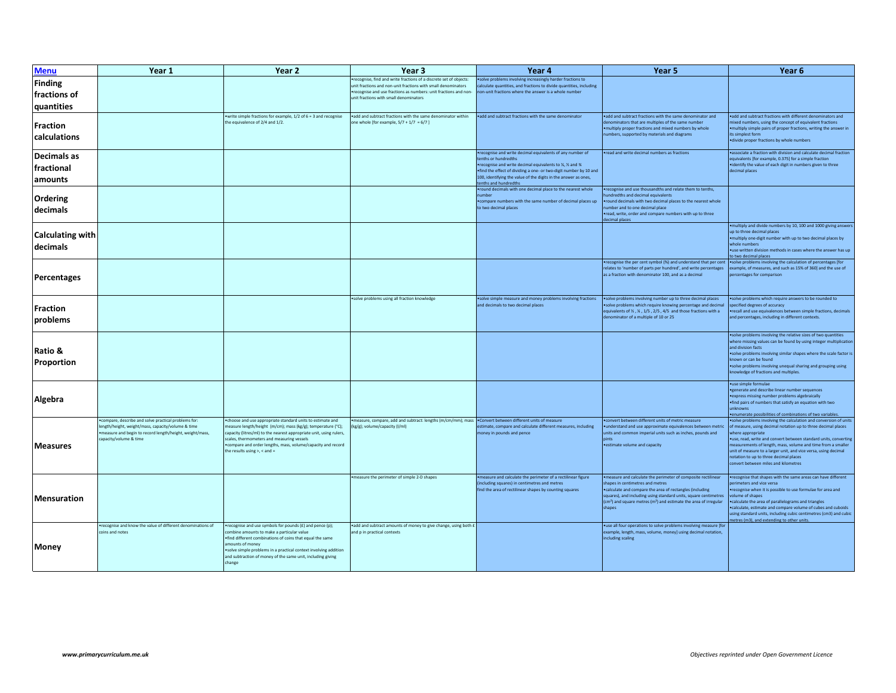| Menu | Year 1 | Year 2 | Year 3 | Year 4 | Year 5 | Year 6 |
|---|---|---|---|---|---|---|
| **Finding fractions of quantities** | | | •recognise, find and write fractions of a discrete set of objects: unit fractions and non-unit fractions with small denominators<br>•recognise and use fractions as numbers: unit fractions and non-unit fractions with small denominators | •solve problems involving increasingly harder fractions to calculate quantities, and fractions to divide quantities, including non-unit fractions where the answer is a whole number | | |
| **Fraction calculations** | | •write simple fractions for example, 1/2 of 6 = 3 and recognise the equivalence of 2/4 and 1/2. | •add and subtract fractions with the same denominator within one whole [for example, 5/7 + 1/7 = 6/7 ] | •add and subtract fractions with the same denominator | •add and subtract fractions with the same denominator and denominators that are multiples of the same number<br>•multiply proper fractions and mixed numbers by whole numbers, supported by materials and diagrams | •add and subtract fractions with different denominators and mixed numbers, using the concept of equivalent fractions<br>•multiply simple pairs of proper fractions, writing the answer in its simplest form<br>•divide proper fractions by whole numbers |
| **Decimals as fractional amounts** | | | | •recognise and write decimal equivalents of any number of tenths or hundredths<br>•recognise and write decimal equivalents to ¼, ½ and ¾<br>•find the effect of dividing a one- or two-digit number by 10 and 100, identifying the value of the digits in the answer as ones, tenths and hundredths | •read and write decimal numbers as fractions | •associate a fraction with division and calculate decimal fraction equivalents [for example, 0.375] for a simple fraction<br>•identify the value of each digit in numbers given to three decimal places |
| **Ordering decimals** | | | | •round decimals with one decimal place to the nearest whole number<br>•compare numbers with the same number of decimal places up to two decimal places | •recognise and use thousandths and relate them to tenths, hundredths and decimal equivalents<br>•round decimals with two decimal places to the nearest whole number and to one decimal place<br>•read, write, order and compare numbers with up to three decimal places | |
| **Calculating with decimals** | | | | | | •multiply and divide numbers by 10, 100 and 1000 giving answers up to three decimal places<br>•multiply one-digit number with up to two decimal places by whole numbers<br>•use written division methods in cases where the answer has up to two decimal places |
| **Percentages** | | | | | •recognise the per cent symbol (%) and understand that per cent relates to 'number of parts per hundred', and write percentages as a fraction with denominator 100, and as a decimal | •solve problems involving the calculation of percentages [for example, of measures, and such as 15% of 360] and the use of percentages for comparison |
| **Fraction problems** | | | •solve problems using all fraction knowledge | •solve simple measure and money problems involving fractions and decimals to two decimal places | •solve problems involving number up to three decimal places<br>•solve problems which require knowing percentage and decimal equivalents of ½ , ¼ , 1/5 , 2/5 , 4/5 and those fractions with a denominator of a multiple of 10 or 25 | •solve problems which require answers to be rounded to specified degrees of accuracy<br>•recall and use equivalences between simple fractions, decimals and percentages, including in different contexts. |
| **Ratio & Proportion** | | | | | | •solve problems involving the relative sizes of two quantities where missing values can be found by using integer multiplication and division facts<br>•solve problems involving similar shapes where the scale factor is known or can be found<br>•solve problems involving unequal sharing and grouping using knowledge of fractions and multiples. |
| **Algebra** | | | | | | •use simple formulae<br>•generate and describe linear number sequences<br>•express missing number problems algebraically<br>•find pairs of numbers that satisfy an equation with two unknowns<br>•enumerate possibilities of combinations of two variables. |
| **Measures** | •compare, describe and solve practical problems for: length/height, weight/mass, capacity/volume & time<br>•measure and begin to record length/height, weight/mass, capacity/volume & time | •choose and use appropriate standard units to estimate and measure length/height (m/cm); mass (kg/g); temperature (°C); capacity (litres/ml) to the nearest appropriate unit, using rulers, scales, thermometers and measuring vessels<br>•compare and order lengths, mass, volume/capacity and record the results using >, < and = | •measure, compare, add and subtract: lengths (m/cm/mm); mass (kg/g); volume/capacity (l/ml) | •Convert between different units of measure<br>estimate, compare and calculate different measures, including money in pounds and pence | •convert between different units of metric measure<br>•understand and use approximate equivalences between metric units and common imperial units such as inches, pounds and pints<br>•estimate volume and capacity | •solve problems involving the calculation and conversion of units of measure, using decimal notation up to three decimal places where appropriate<br>•use, read, write and convert between standard units, converting measurements of length, mass, volume and time from a smaller unit of measure to a larger unit, and vice versa, using decimal notation to up to three decimal places<br>convert between miles and kilometres |
| **Mensuration** | | | •measure the perimeter of simple 2-D shapes | •measure and calculate the perimeter of a rectilinear figure (including squares) in centimetres and metres<br>find the area of rectilinear shapes by counting squares | •measure and calculate the perimeter of composite rectilinear shapes in centimetres and metres<br>•calculate and compare the area of rectangles (including squares), and including using standard units, square centimetres ($cm^2$) and square metres ($m^2$) and estimate the area of irregular shapes | •recognise that shapes with the same areas can have different perimeters and vice versa<br>•recognise when it is possible to use formulae for area and volume of shapes<br>•calculate the area of parallelograms and triangles<br>•calculate, estimate and compare volume of cubes and cuboids using standard units, including cubic centimetres (cm3) and cubic metres (m3), and extending to other units. |
| **Money** | •recognise and know the value of different denominations of coins and notes | •recognise and use symbols for pounds (£) and pence (p); combine amounts to make a particular value<br>•find different combinations of coins that equal the same amounts of money<br>•solve simple problems in a practical context involving addition and subtraction of money of the same unit, including giving change | •add and subtract amounts of money to give change, using both £ and p in practical contexts | | •use all four operations to solve problems involving measure [for example, length, mass, volume, money] using decimal notation, including scaling | |

*www.primarycurriculum.me.uk*

*Objectives reprinted under Open Government Licence*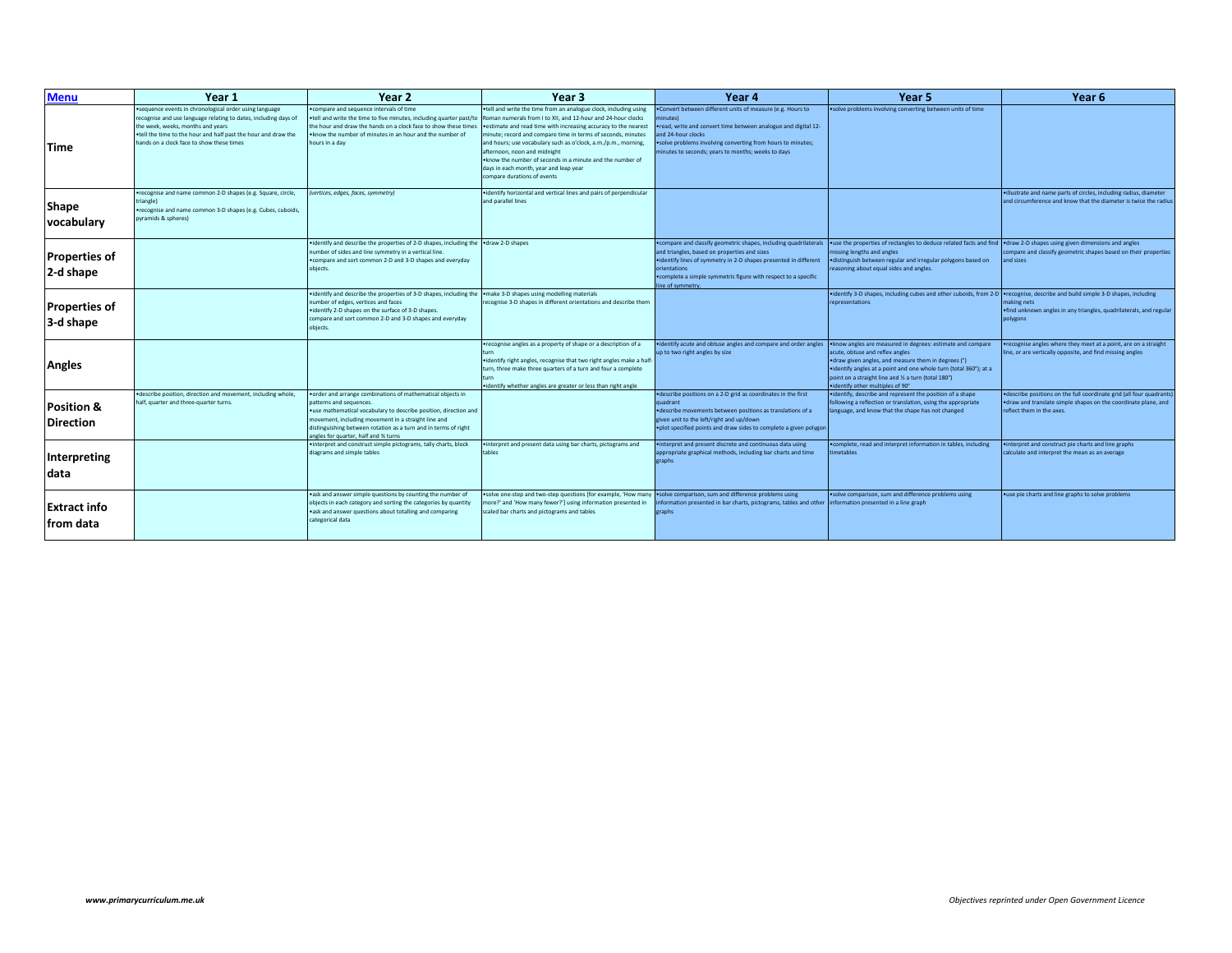| Menu | Year 1 | Year 2 | Year 3 | Year 4 | Year 5 | Year 6 |
|---|---|---|---|---|---|---|
| **Time** | •sequence events in chronological order using language recognise and use language relating to dates, including days of the week, weeks, months and years •tell the time to the hour and half past the hour and draw the hands on a clock face to show these times | •compare and sequence intervals of time •tell and write the time to five minutes, including quarter past/to the hour and draw the hands on a clock face to show these times •know the number of minutes in an hour and the number of hours in a day | •tell and write the time from an analogue clock, including using Roman numerals from I to XII, and 12-hour and 24-hour clocks •estimate and read time with increasing accuracy to the nearest minute; record and compare time in terms of seconds, minutes and hours; use vocabulary such as o'clock, a.m./p.m., morning, afternoon, noon and midnight •know the number of seconds in a minute and the number of days in each month, year and leap year compare durations of events | •Convert between different units of measure (e.g. Hours to minutes) •read, write and convert time between analogue and digital 12- and 24-hour clocks •solve problems involving converting from hours to minutes; minutes to seconds; years to months; weeks to days | •solve problems involving converting between units of time | |
| **Shape vocabulary** | •recognise and name common 2-D shapes (e.g. Square, circle, triangle) •recognise and name common 3-D shapes (e.g. Cubes, cuboids, pyramids & spheres) | *(vertices, edges, faces, symmetry)* | •identify horizontal and vertical lines and pairs of perpendicular and parallel lines | | | •illustrate and name parts of circles, including radius, diameter and circumference and know that the diameter is twice the radius |
| **Properties of 2-d shape** | | •identify and describe the properties of 2-D shapes, including the number of sides and line symmetry in a vertical line. •compare and sort common 2-D and 3-D shapes and everyday objects. | •draw 2-D shapes | •compare and classify geometric shapes, including quadrilaterals and triangles, based on properties and sizes •identify lines of symmetry in 2-D shapes presented in different orientations •complete a simple symmetric figure with respect to a specific line of symmetry. | •use the properties of rectangles to deduce related facts and find missing lengths and angles •distinguish between regular and irregular polygons based on reasoning about equal sides and angles. | •draw 2-D shapes using given dimensions and angles compare and classify geometric shapes based on their properties and sizes |
| **Properties of 3-d shape** | | •identify and describe the properties of 3-D shapes, including the number of edges, vertices and faces •identify 2-D shapes on the surface of 3-D shapes. compare and sort common 2-D and 3-D shapes and everyday objects. | •make 3-D shapes using modelling materials recognise 3-D shapes in different orientations and describe them | | •identify 3-D shapes, including cubes and other cuboids, from 2-D representations | •recognise, describe and build simple 3-D shapes, including making nets •find unknown angles in any triangles, quadrilaterals, and regular polygons |
| **Angles** | | | •recognise angles as a property of shape or a description of a turn •identify right angles, recognise that two right angles make a half-turn, three make three quarters of a turn and four a complete turn •identify whether angles are greater or less than right angle | •identify acute and obtuse angles and compare and order angles up to two right angles by size | •know angles are measured in degrees: estimate and compare acute, obtuse and reflex angles •draw given angles, and measure them in degrees (°) •identify angles at a point and one whole turn (total 360°); at a point on a straight line and ½ a turn (total 180°) •identify other multiples of 90° | •recognise angles where they meet at a point, are on a straight line, or are vertically opposite, and find missing angles |
| **Position & Direction** | •describe position, direction and movement, including whole, half, quarter and three-quarter turns. | •order and arrange combinations of mathematical objects in patterns and sequences. •use mathematical vocabulary to describe position, direction and movement, including movement in a straight line and distinguishing between rotation as a turn and in terms of right angles for quarter, half and ¾ turns | | •describe positions on a 2-D grid as coordinates in the first quadrant •describe movements between positions as translations of a given unit to the left/right and up/down •plot specified points and draw sides to complete a given polygon | •identify, describe and represent the position of a shape following a reflection or translation, using the appropriate language, and know that the shape has not changed | •describe positions on the full coordinate grid (all four quadrants) •draw and translate simple shapes on the coordinate plane, and reflect them in the axes. |
| **Interpreting data** | | •interpret and construct simple pictograms, tally charts, block diagrams and simple tables | •interpret and present data using bar charts, pictograms and tables | •interpret and present discrete and continuous data using appropriate graphical methods, including bar charts and time graphs | •complete, read and interpret information in tables, including timetables | •interpret and construct pie charts and line graphs calculate and interpret the mean as an average |
| **Extract info from data** | | •ask and answer simple questions by counting the number of objects in each category and sorting the categories by quantity •ask and answer questions about totalling and comparing categorical data | •solve one-step and two-step questions [for example, 'How many more?' and 'How many fewer?'] using information presented in scaled bar charts and pictograms and tables | •solve comparison, sum and difference problems using information presented in bar charts, pictograms, tables and other graphs | •solve comparison, sum and difference problems using information presented in a line graph | •use pie charts and line graphs to solve problems |

*www.primarycurriculum.me.uk*

*Objectives reprinted under Open Government Licence*